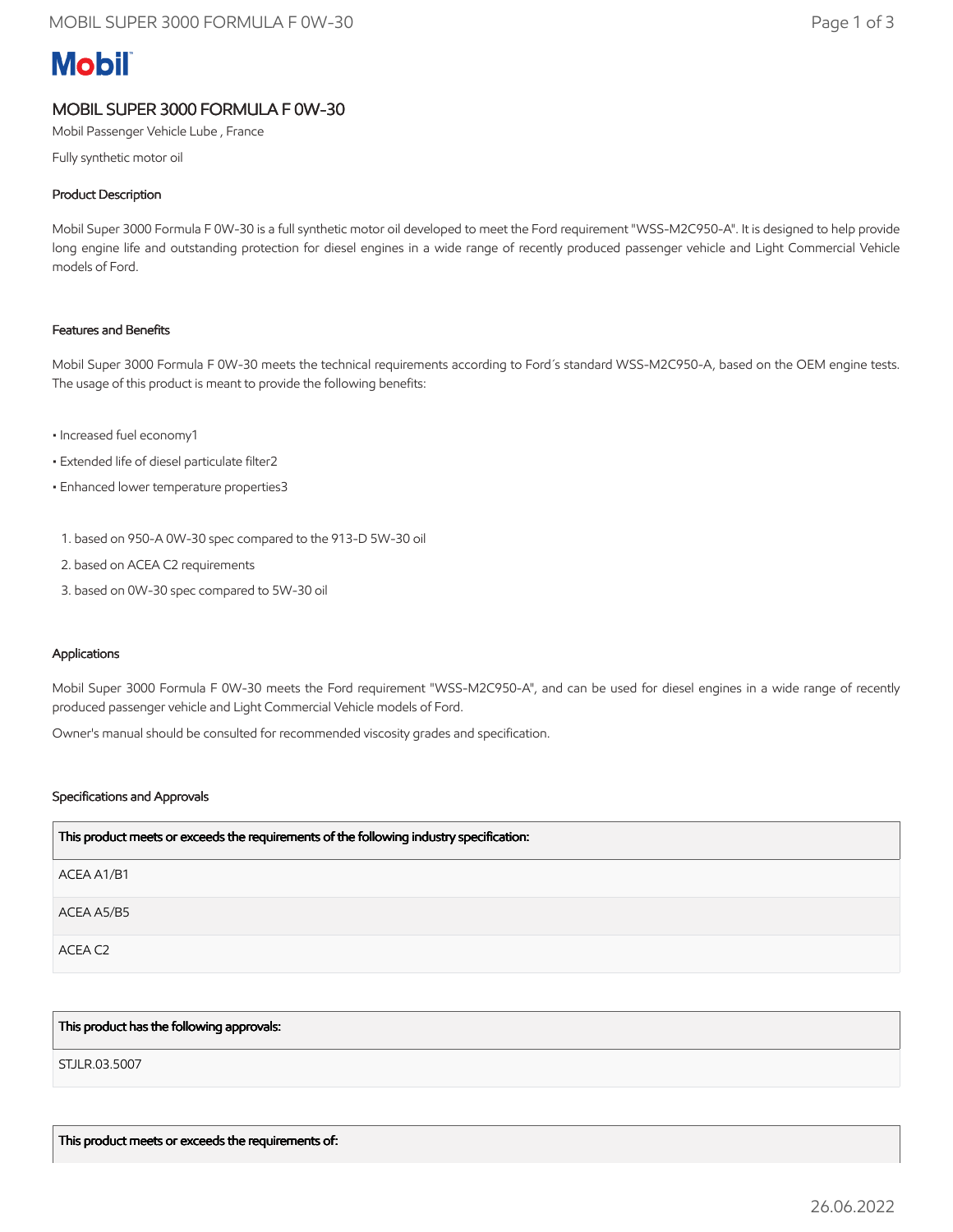# MOBIL SUPER 3000 FORMULA F 0W-30

Mobil Passenger Vehicle Lube , France

Fully synthetic motor oil

## Product Description

Mobil Super 3000 Formula F 0W-30 is a full synthetic motor oil developed to meet the Ford requirement "WSS-M2C950-A". It is designed to help provide long engine life and outstanding protection for diesel engines in a wide range of recently produced passenger vehicle and Light Commercial Vehicle models of Ford.

## Features and Benefits

Mobil Super 3000 Formula F 0W-30 meets the technical requirements according to Ford´s standard WSS-M2C950-A, based on the OEM engine tests. The usage of this product is meant to provide the following benefits:

- Increased fuel economy1
- Extended life of diesel particulate filter2
- Enhanced lower temperature properties3

1. based on 950-A 0W-30 spec compared to the 913-D 5W-30 oil
2. based on ACEA C2 requirements
3. based on 0W-30 spec compared to 5W-30 oil

## Applications

Mobil Super 3000 Formula F 0W-30 meets the Ford requirement "WSS-M2C950-A", and can be used for diesel engines in a wide range of recently produced passenger vehicle and Light Commercial Vehicle models of Ford.

Owner's manual should be consulted for recommended viscosity grades and specification.

## Specifications and Approvals

| This product meets or exceeds the requirements of the following industry specification: |
|---|
| ACEA A1/B1 |
| ACEA A5/B5 |
| ACEA C2 |

| This product has the following approvals: |
|---|
| STJLR.03.5007 |

| This product meets or exceeds the requirements of: |
|---|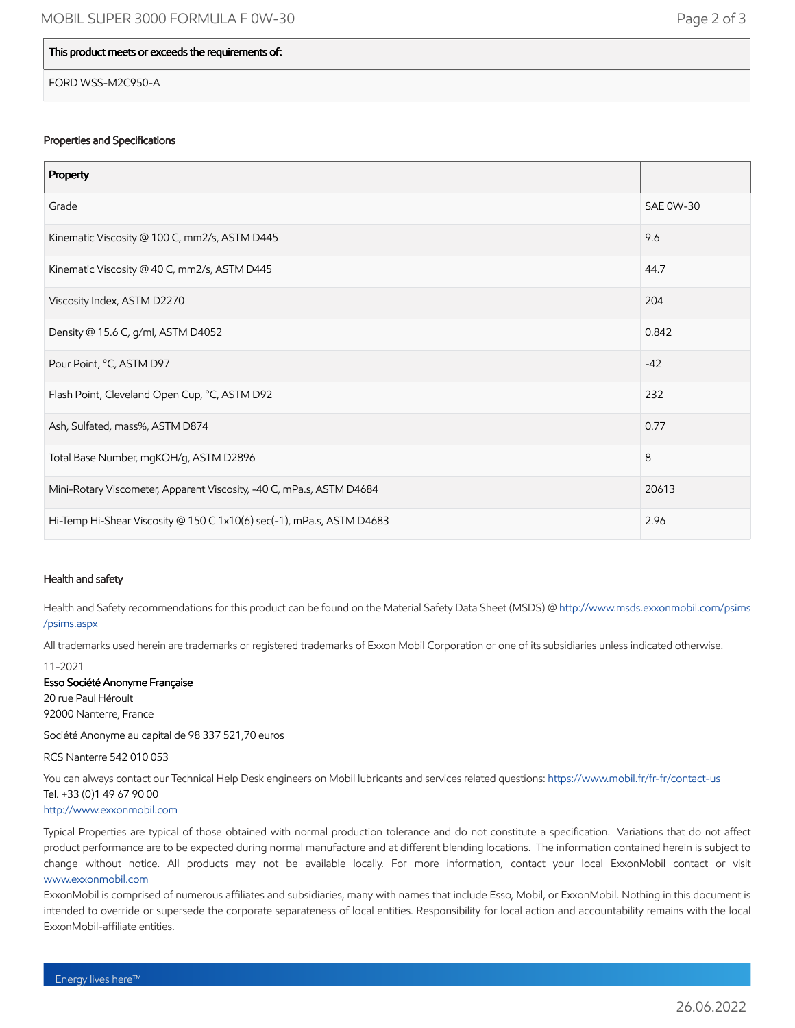| This product meets or exceeds the requirements of: |
| --- |
| FORD WSS-M2C950-A |

Properties and Specifications

| Property | |
| --- | --- |
| Grade | SAE 0W-30 |
| Kinematic Viscosity @ 100 C, mm2/s, ASTM D445 | 9.6 |
| Kinematic Viscosity @ 40 C, mm2/s, ASTM D445 | 44.7 |
| Viscosity Index, ASTM D2270 | 204 |
| Density @ 15.6 C, g/ml, ASTM D4052 | 0.842 |
| Pour Point, °C, ASTM D97 | -42 |
| Flash Point, Cleveland Open Cup, °C, ASTM D92 | 232 |
| Ash, Sulfated, mass%, ASTM D874 | 0.77 |
| Total Base Number, mgKOH/g, ASTM D2896 | 8 |
| Mini-Rotary Viscometer, Apparent Viscosity, -40 C, mPa.s, ASTM D4684 | 20613 |
| Hi-Temp Hi-Shear Viscosity @ 150 C 1x10(6) sec(-1), mPa.s, ASTM D4683 | 2.96 |

Health and safety

Health and Safety recommendations for this product can be found on the Material Safety Data Sheet (MSDS) @ http://www.msds.exxonmobil.com/psims/psims.aspx

All trademarks used herein are trademarks or registered trademarks of Exxon Mobil Corporation or one of its subsidiaries unless indicated otherwise.

11-2021

Esso Société Anonyme Française
20 rue Paul Héroult
92000 Nanterre, France

Société Anonyme au capital de 98 337 521,70 euros

RCS Nanterre 542 010 053

You can always contact our Technical Help Desk engineers on Mobil lubricants and services related questions: https://www.mobil.fr/fr-fr/contact-us
Tel. +33 (0)1 49 67 90 00
http://www.exxonmobil.com

Typical Properties are typical of those obtained with normal production tolerance and do not constitute a specification. Variations that do not affect product performance are to be expected during normal manufacture and at different blending locations. The information contained herein is subject to change without notice. All products may not be available locally. For more information, contact your local ExxonMobil contact or visit www.exxonmobil.com
ExxonMobil is comprised of numerous affiliates and subsidiaries, many with names that include Esso, Mobil, or ExxonMobil. Nothing in this document is intended to override or supersede the corporate separateness of local entities. Responsibility for local action and accountability remains with the local ExxonMobil-affiliate entities.

Energy lives here™

26.06.2022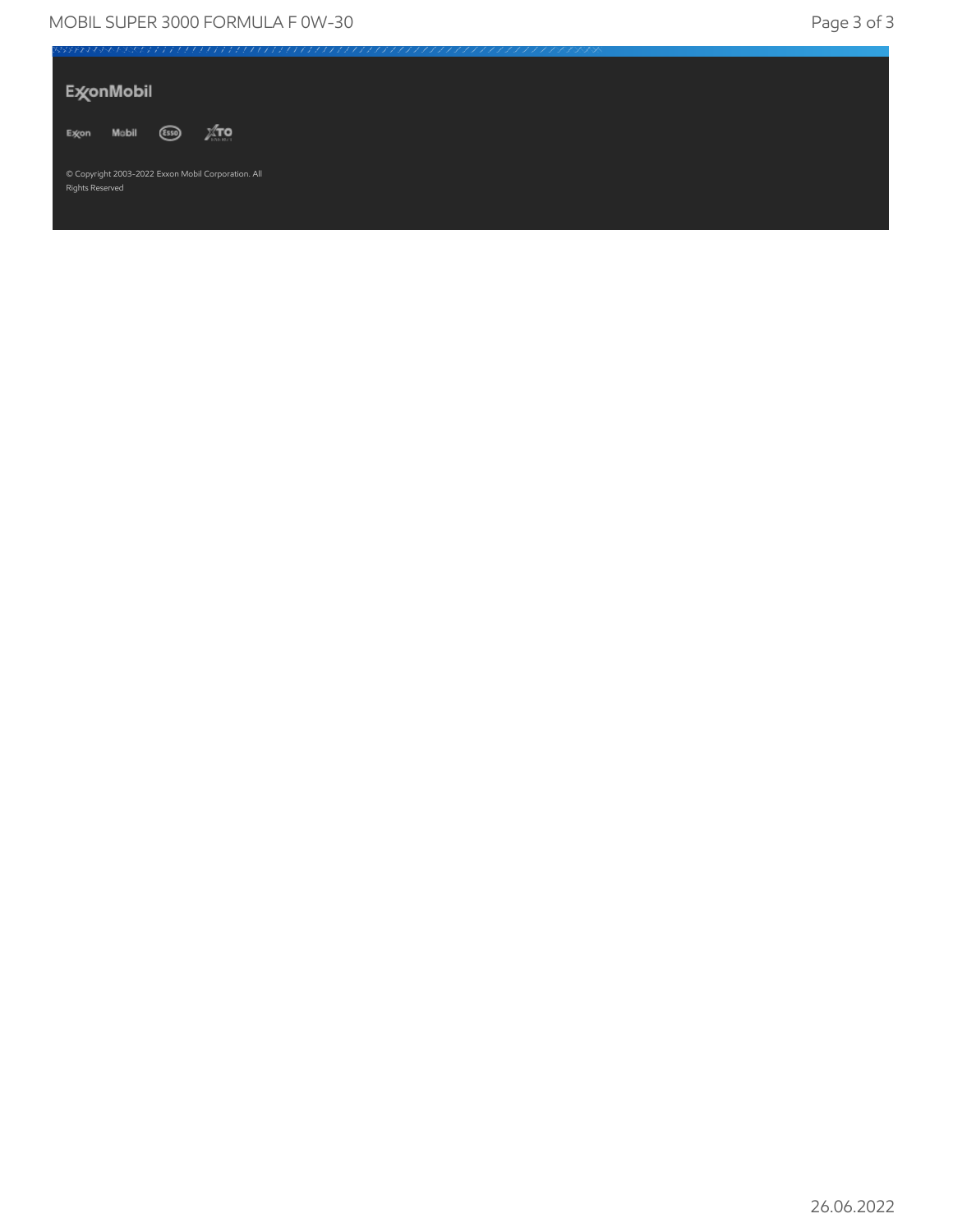ExxonMobil

Exxon Mobil Esso XTO

© Copyright 2003-2022 Exxon Mobil Corporation. All Rights Reserved